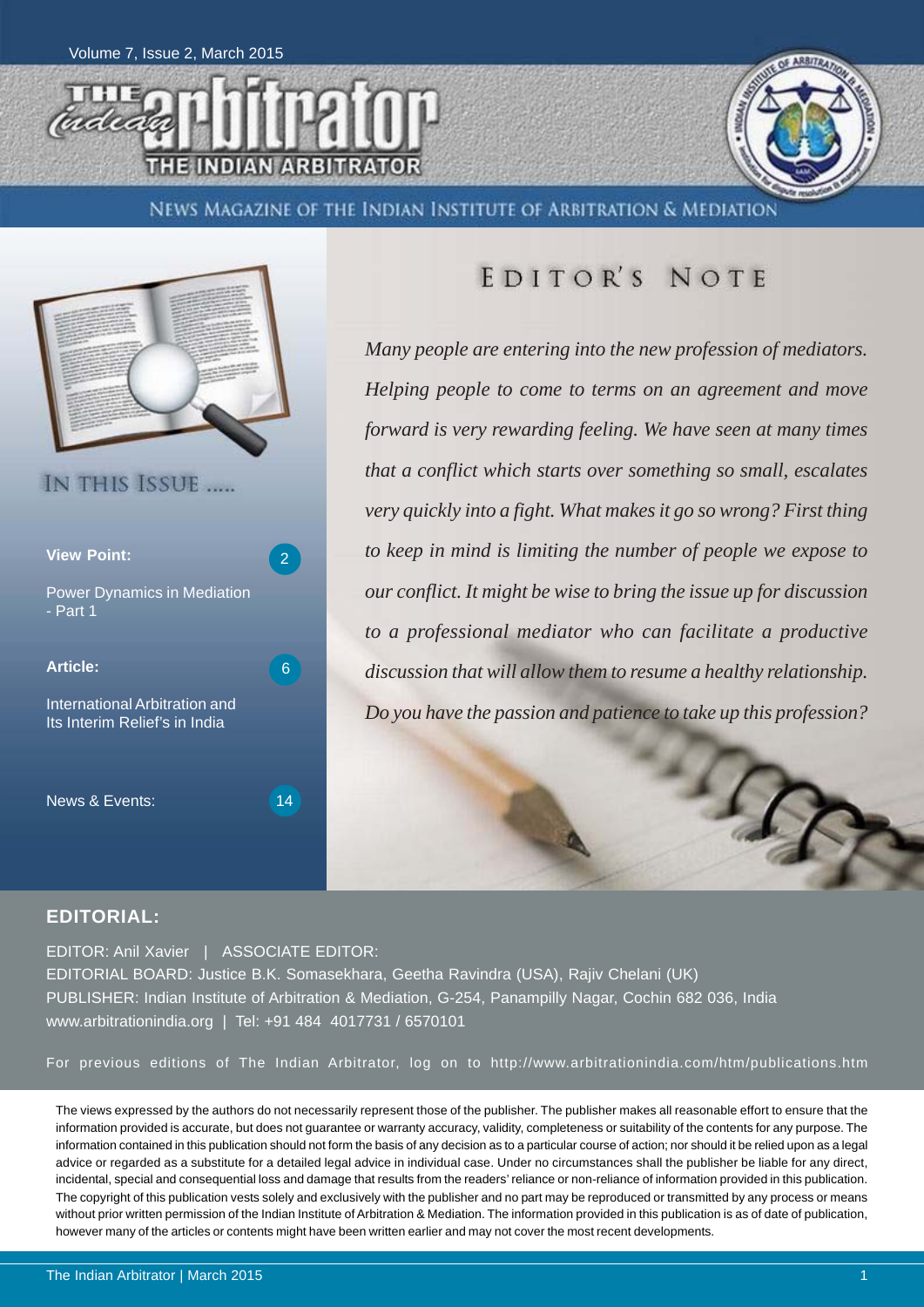Volume 7, Issue 2, March 2015

# THE INDIAN ARBITRATOR

NEWS MAGAZINE OF THE INDIAN INSTITUTE OF ARBITRATION & MEDIATION

## IN THIS ISSUE .....

**View Point:** 2

Power Dynamics in Mediation - Part 1

**Article:** 6

International Arbitration and Its Interim Relief's in India

News & Events: 14

## EDITOR'S NOTE

*Many people are entering into the new profession of mediators. Helping people to come to terms on an agreement and move forward is very rewarding feeling. We have seen at many times that a conflict which starts over something so small, escalates very quickly into a fight. What makes it go so wrong? First thing to keep in mind is limiting the number of people we expose to our conflict. It might be wise to bring the issue up for discussion to a professional mediator who can facilitate a productive discussion that will allow them to resume a healthy relationship. Do you have the passion and patience to take up this profession?*

## EDITORIAL:

EDITOR: Anil Xavier | ASSOCIATE EDITOR:

EDITORIAL BOARD: Justice B.K. Somasekhara, Geetha Ravindra (USA), Rajiv Chelani (UK)

PUBLISHER: Indian Institute of Arbitration & Mediation, G-254, Panampilly Nagar, Cochin 682 036, India

www.arbitrationindia.org | Tel: +91 484 4017731 / 6570101

For previous editions of The Indian Arbitrator, log on to http://www.arbitrationindia.com/htm/publications.htm

The views expressed by the authors do not necessarily represent those of the publisher. The publisher makes all reasonable effort to ensure that the information provided is accurate, but does not guarantee or warranty accuracy, validity, completeness or suitability of the contents for any purpose. The information contained in this publication should not form the basis of any decision as to a particular course of action; nor should it be relied upon as a legal advice or regarded as a substitute for a detailed legal advice in individual case. Under no circumstances shall the publisher be liable for any direct, incidental, special and consequential loss and damage that results from the readers' reliance or non-reliance of information provided in this publication. The copyright of this publication vests solely and exclusively with the publisher and no part may be reproduced or transmitted by any process or means without prior written permission of the Indian Institute of Arbitration & Mediation. The information provided in this publication is as of date of publication, however many of the articles or contents might have been written earlier and may not cover the most recent developments.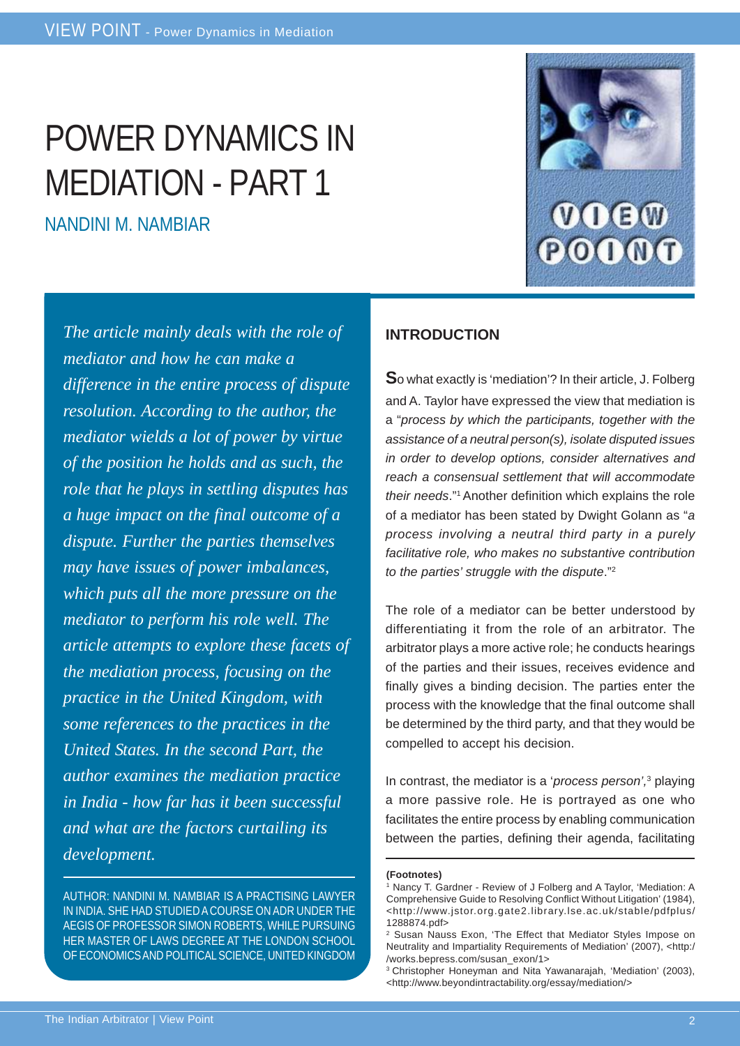# POWER DYNAMICS IN MEDIATION - PART 1

NANDINI M. NAMBIAR

*The article mainly deals with the role of mediator and how he can make a difference in the entire process of dispute resolution. According to the author, the mediator wields a lot of power by virtue of the position he holds and as such, the role that he plays in settling disputes has a huge impact on the final outcome of a dispute. Further the parties themselves may have issues of power imbalances, which puts all the more pressure on the mediator to perform his role well. The article attempts to explore these facets of the mediation process, focusing on the practice in the United Kingdom, with some references to the practices in the United States. In the second Part, the author examines the mediation practice in India - how far has it been successful and what are the factors curtailing its development.*

AUTHOR: NANDINI M. NAMBIAR IS A PRACTISING LAWYER IN INDIA. SHE HAD STUDIED A COURSE ON ADR UNDER THE AEGIS OF PROFESSOR SIMON ROBERTS, WHILE PURSUING HER MASTER OF LAWS DEGREE AT THE LONDON SCHOOL OF ECONOMICS AND POLITICAL SCIENCE, UNITED KINGDOM

## INTRODUCTION

So what exactly is 'mediation'? In their article, J. Folberg and A. Taylor have expressed the view that mediation is a "*process by which the participants, together with the assistance of a neutral person(s), isolate disputed issues in order to develop options, consider alternatives and reach a consensual settlement that will accommodate their needs*."[1] Another definition which explains the role of a mediator has been stated by Dwight Golann as "*a process involving a neutral third party in a purely facilitative role, who makes no substantive contribution to the parties' struggle with the dispute*."[2]

The role of a mediator can be better understood by differentiating it from the role of an arbitrator. The arbitrator plays a more active role; he conducts hearings of the parties and their issues, receives evidence and finally gives a binding decision. The parties enter the process with the knowledge that the final outcome shall be determined by the third party, and that they would be compelled to accept his decision.

In contrast, the mediator is a '*process person'*,[3] playing a more passive role. He is portrayed as one who facilitates the entire process by enabling communication between the parties, defining their agenda, facilitating

**(Footnotes)**

[1] Nancy T. Gardner - Review of J Folberg and A Taylor, 'Mediation: A Comprehensive Guide to Resolving Conflict Without Litigation' (1984), <http://www.jstor.org.gate2.library.lse.ac.uk/stable/pdfplus/1288874.pdf>

[2] Susan Nauss Exon, 'The Effect that Mediator Styles Impose on Neutrality and Impartiality Requirements of Mediation' (2007), <http://works.bepress.com/susan_exon/1>

[3] Christopher Honeyman and Nita Yawanarajah, 'Mediation' (2003), <http://www.beyondintractability.org/essay/mediation/>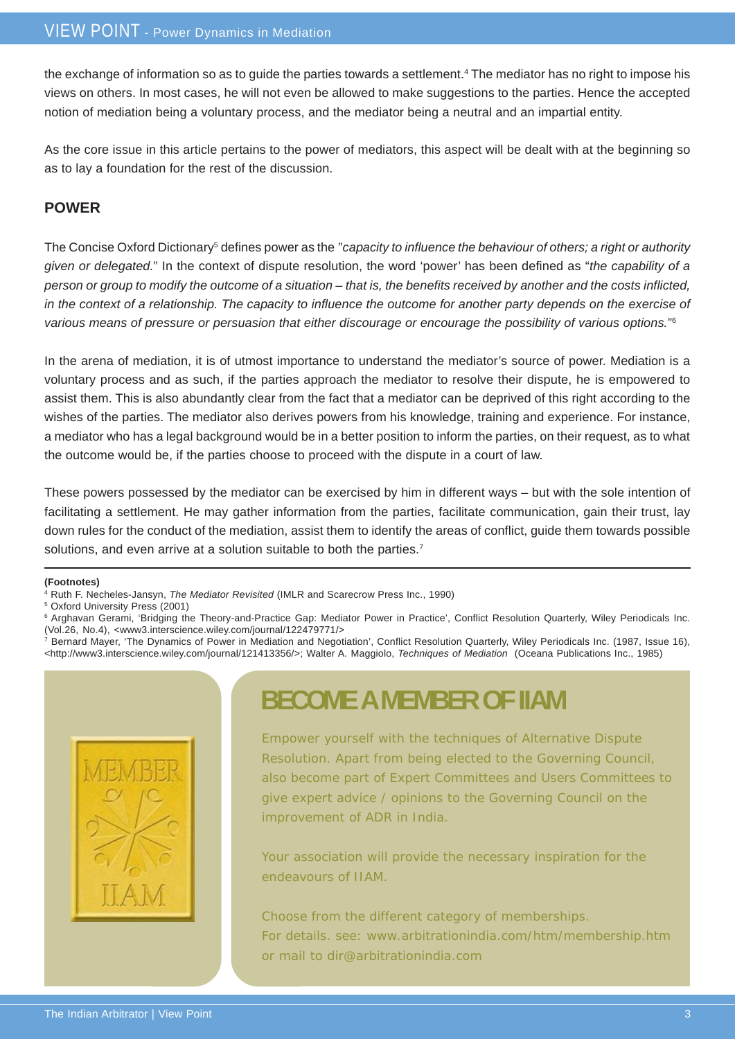the exchange of information so as to guide the parties towards a settlement.[4] The mediator has no right to impose his views on others. In most cases, he will not even be allowed to make suggestions to the parties. Hence the accepted notion of mediation being a voluntary process, and the mediator being a neutral and an impartial entity.

As the core issue in this article pertains to the power of mediators, this aspect will be dealt with at the beginning so as to lay a foundation for the rest of the discussion.

## POWER

The Concise Oxford Dictionary[5] defines power as the "*capacity to influence the behaviour of others; a right or authority given or delegated.*" In the context of dispute resolution, the word 'power' has been defined as "*the capability of a person or group to modify the outcome of a situation – that is, the benefits received by another and the costs inflicted, in the context of a relationship. The capacity to influence the outcome for another party depends on the exercise of various means of pressure or persuasion that either discourage or encourage the possibility of various options.*"[6]

In the arena of mediation, it is of utmost importance to understand the mediator's source of power. Mediation is a voluntary process and as such, if the parties approach the mediator to resolve their dispute, he is empowered to assist them. This is also abundantly clear from the fact that a mediator can be deprived of this right according to the wishes of the parties. The mediator also derives powers from his knowledge, training and experience. For instance, a mediator who has a legal background would be in a better position to inform the parties, on their request, as to what the outcome would be, if the parties choose to proceed with the dispute in a court of law.

These powers possessed by the mediator can be exercised by him in different ways – but with the sole intention of facilitating a settlement. He may gather information from the parties, facilitate communication, gain their trust, lay down rules for the conduct of the mediation, assist them to identify the areas of conflict, guide them towards possible solutions, and even arrive at a solution suitable to both the parties.[7]

---

**(Footnotes)**

[4] Ruth F. Necheles-Jansyn, *The Mediator Revisited* (IMLR and Scarecrow Press Inc., 1990)

[5] Oxford University Press (2001)

[6] Arghavan Gerami, 'Bridging the Theory-and-Practice Gap: Mediator Power in Practice', Conflict Resolution Quarterly, Wiley Periodicals Inc. (Vol.26, No.4), <www3.interscience.wiley.com/journal/122479771/>

[7] Bernard Mayer, 'The Dynamics of Power in Mediation and Negotiation', Conflict Resolution Quarterly, Wiley Periodicals Inc. (1987, Issue 16), <http://www3.interscience.wiley.com/journal/121413356/>; Walter A. Maggiolo, *Techniques of Mediation* (Oceana Publications Inc., 1985)

## BECOME A MEMBER OF IIAM

Empower yourself with the techniques of Alternative Dispute Resolution. Apart from being elected to the Governing Council, also become part of Expert Committees and Users Committees to give expert advice / opinions to the Governing Council on the improvement of ADR in India.

Your association will provide the necessary inspiration for the endeavours of IIAM.

Choose from the different category of memberships.
For details. see: www.arbitrationindia.com/htm/membership.htm
or mail to dir@arbitrationindia.com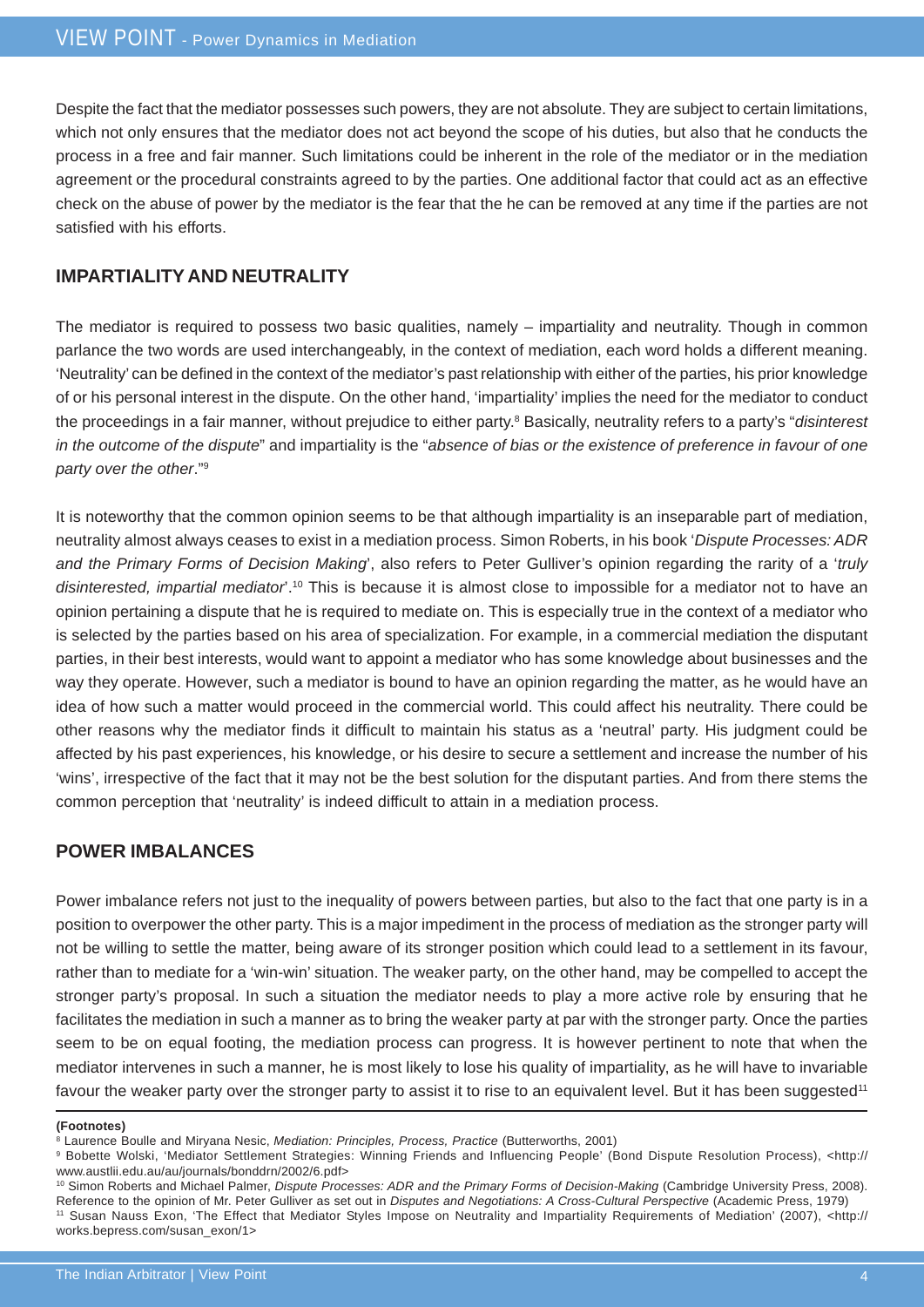Despite the fact that the mediator possesses such powers, they are not absolute. They are subject to certain limitations, which not only ensures that the mediator does not act beyond the scope of his duties, but also that he conducts the process in a free and fair manner. Such limitations could be inherent in the role of the mediator or in the mediation agreement or the procedural constraints agreed to by the parties. One additional factor that could act as an effective check on the abuse of power by the mediator is the fear that the he can be removed at any time if the parties are not satisfied with his efforts.

## IMPARTIALITY AND NEUTRALITY

The mediator is required to possess two basic qualities, namely – impartiality and neutrality. Though in common parlance the two words are used interchangeably, in the context of mediation, each word holds a different meaning. 'Neutrality' can be defined in the context of the mediator's past relationship with either of the parties, his prior knowledge of or his personal interest in the dispute. On the other hand, 'impartiality' implies the need for the mediator to conduct the proceedings in a fair manner, without prejudice to either party.[8] Basically, neutrality refers to a party's "*disinterest in the outcome of the dispute*" and impartiality is the "*absence of bias or the existence of preference in favour of one party over the other*."[9]

It is noteworthy that the common opinion seems to be that although impartiality is an inseparable part of mediation, neutrality almost always ceases to exist in a mediation process. Simon Roberts, in his book '*Dispute Processes: ADR and the Primary Forms of Decision Making*', also refers to Peter Gulliver's opinion regarding the rarity of a '*truly disinterested, impartial mediator*'.[10] This is because it is almost close to impossible for a mediator not to have an opinion pertaining a dispute that he is required to mediate on. This is especially true in the context of a mediator who is selected by the parties based on his area of specialization. For example, in a commercial mediation the disputant parties, in their best interests, would want to appoint a mediator who has some knowledge about businesses and the way they operate. However, such a mediator is bound to have an opinion regarding the matter, as he would have an idea of how such a matter would proceed in the commercial world. This could affect his neutrality. There could be other reasons why the mediator finds it difficult to maintain his status as a 'neutral' party. His judgment could be affected by his past experiences, his knowledge, or his desire to secure a settlement and increase the number of his 'wins', irrespective of the fact that it may not be the best solution for the disputant parties. And from there stems the common perception that 'neutrality' is indeed difficult to attain in a mediation process.

## POWER IMBALANCES

Power imbalance refers not just to the inequality of powers between parties, but also to the fact that one party is in a position to overpower the other party. This is a major impediment in the process of mediation as the stronger party will not be willing to settle the matter, being aware of its stronger position which could lead to a settlement in its favour, rather than to mediate for a 'win-win' situation. The weaker party, on the other hand, may be compelled to accept the stronger party's proposal. In such a situation the mediator needs to play a more active role by ensuring that he facilitates the mediation in such a manner as to bring the weaker party at par with the stronger party. Once the parties seem to be on equal footing, the mediation process can progress. It is however pertinent to note that when the mediator intervenes in such a manner, he is most likely to lose his quality of impartiality, as he will have to invariable favour the weaker party over the stronger party to assist it to rise to an equivalent level. But it has been suggested[11]

**(Footnotes)**

[8] Laurence Boulle and Miryana Nesic, *Mediation: Principles, Process, Practice* (Butterworths, 2001)

[9] Bobette Wolski, 'Mediator Settlement Strategies: Winning Friends and Influencing People' (Bond Dispute Resolution Process), <http://www.austlii.edu.au/au/journals/bonddrn/2002/6.pdf>

[10] Simon Roberts and Michael Palmer, *Dispute Processes: ADR and the Primary Forms of Decision-Making* (Cambridge University Press, 2008). Reference to the opinion of Mr. Peter Gulliver as set out in *Disputes and Negotiations: A Cross-Cultural Perspective* (Academic Press, 1979)

[11] Susan Nauss Exon, 'The Effect that Mediator Styles Impose on Neutrality and Impartiality Requirements of Mediation' (2007), <http://works.bepress.com/susan_exon/1>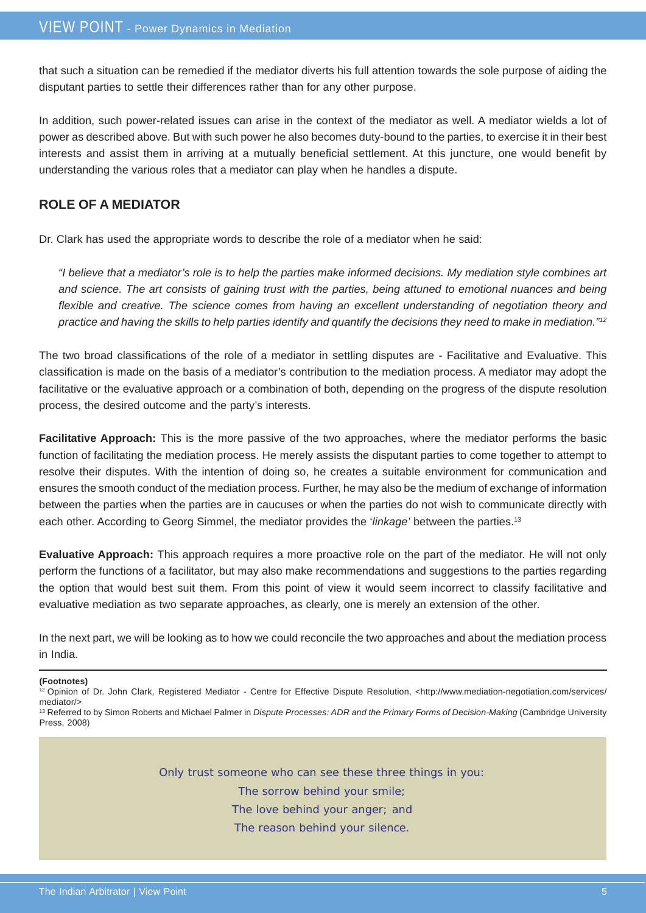that such a situation can be remedied if the mediator diverts his full attention towards the sole purpose of aiding the disputant parties to settle their differences rather than for any other purpose.

In addition, such power-related issues can arise in the context of the mediator as well. A mediator wields a lot of power as described above. But with such power he also becomes duty-bound to the parties, to exercise it in their best interests and assist them in arriving at a mutually beneficial settlement. At this juncture, one would benefit by understanding the various roles that a mediator can play when he handles a dispute.

## ROLE OF A MEDIATOR

Dr. Clark has used the appropriate words to describe the role of a mediator when he said:

> *"I believe that a mediator's role is to help the parties make informed decisions. My mediation style combines art and science. The art consists of gaining trust with the parties, being attuned to emotional nuances and being flexible and creative. The science comes from having an excellent understanding of negotiation theory and practice and having the skills to help parties identify and quantify the decisions they need to make in mediation."*[12]

The two broad classifications of the role of a mediator in settling disputes are - Facilitative and Evaluative. This classification is made on the basis of a mediator's contribution to the mediation process. A mediator may adopt the facilitative or the evaluative approach or a combination of both, depending on the progress of the dispute resolution process, the desired outcome and the party's interests.

**Facilitative Approach:** This is the more passive of the two approaches, where the mediator performs the basic function of facilitating the mediation process. He merely assists the disputant parties to come together to attempt to resolve their disputes. With the intention of doing so, he creates a suitable environment for communication and ensures the smooth conduct of the mediation process. Further, he may also be the medium of exchange of information between the parties when the parties are in caucuses or when the parties do not wish to communicate directly with each other. According to Georg Simmel, the mediator provides the '*linkage*' between the parties.[13]

**Evaluative Approach:** This approach requires a more proactive role on the part of the mediator. He will not only perform the functions of a facilitator, but may also make recommendations and suggestions to the parties regarding the option that would best suit them. From this point of view it would seem incorrect to classify facilitative and evaluative mediation as two separate approaches, as clearly, one is merely an extension of the other.

In the next part, we will be looking as to how we could reconcile the two approaches and about the mediation process in India.

---

**(Footnotes)**

[12] Opinion of Dr. John Clark, Registered Mediator - Centre for Effective Dispute Resolution, <http://www.mediation-negotiation.com/services/mediator/>

[13] Referred to by Simon Roberts and Michael Palmer in *Dispute Processes: ADR and the Primary Forms of Decision-Making* (Cambridge University Press, 2008)

Only trust someone who can see these three things in you:
The sorrow behind your smile;
The love behind your anger; and
The reason behind your silence.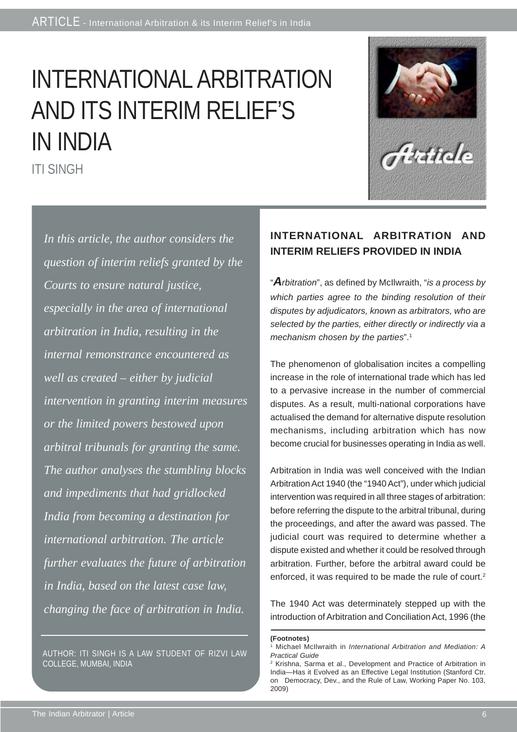# INTERNATIONAL ARBITRATION AND ITS INTERIM RELIEF'S IN INDIA

ITI SINGH

*In this article, the author considers the question of interim reliefs granted by the Courts to ensure natural justice, especially in the area of international arbitration in India, resulting in the internal remonstrance encountered as well as created – either by judicial intervention in granting interim measures or the limited powers bestowed upon arbitral tribunals for granting the same. The author analyses the stumbling blocks and impediments that had gridlocked India from becoming a destination for international arbitration. The article further evaluates the future of arbitration in India, based on the latest case law, changing the face of arbitration in India.*

AUTHOR: ITI SINGH IS A LAW STUDENT OF RIZVI LAW COLLEGE, MUMBAI, INDIA

## INTERNATIONAL ARBITRATION AND INTERIM RELIEFS PROVIDED IN INDIA

"*Arbitration*", as defined by McIlwraith, "*is a process by which parties agree to the binding resolution of their disputes by adjudicators, known as arbitrators, who are selected by the parties, either directly or indirectly via a mechanism chosen by the parties*".[1]

The phenomenon of globalisation incites a compelling increase in the role of international trade which has led to a pervasive increase in the number of commercial disputes. As a result, multi-national corporations have actualised the demand for alternative dispute resolution mechanisms, including arbitration which has now become crucial for businesses operating in India as well.

Arbitration in India was well conceived with the Indian Arbitration Act 1940 (the "1940 Act"), under which judicial intervention was required in all three stages of arbitration: before referring the dispute to the arbitral tribunal, during the proceedings, and after the award was passed. The judicial court was required to determine whether a dispute existed and whether it could be resolved through arbitration. Further, before the arbitral award could be enforced, it was required to be made the rule of court.[2]

The 1940 Act was determinately stepped up with the introduction of Arbitration and Conciliation Act, 1996 (the

**(Footnotes)**

[1] Michael McIlwraith in *International Arbitration and Mediation: A Practical Guide*

[2] Krishna, Sarma et al., Development and Practice of Arbitration in India—Has it Evolved as an Effective Legal Institution (Stanford Ctr. on Democracy, Dev., and the Rule of Law, Working Paper No. 103, 2009)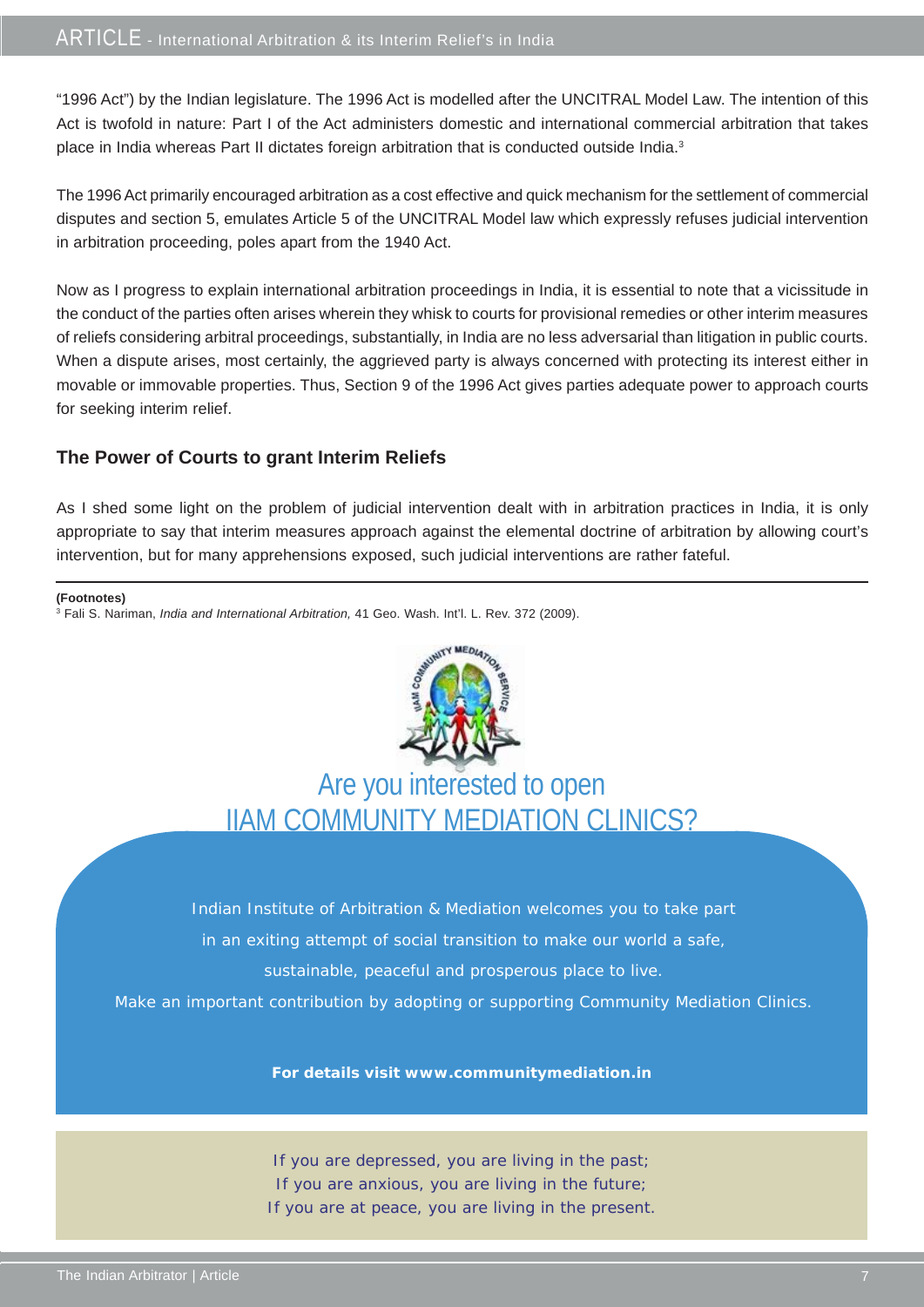"1996 Act") by the Indian legislature. The 1996 Act is modelled after the UNCITRAL Model Law. The intention of this Act is twofold in nature: Part I of the Act administers domestic and international commercial arbitration that takes place in India whereas Part II dictates foreign arbitration that is conducted outside India.[3]

The 1996 Act primarily encouraged arbitration as a cost effective and quick mechanism for the settlement of commercial disputes and section 5, emulates Article 5 of the UNCITRAL Model law which expressly refuses judicial intervention in arbitration proceeding, poles apart from the 1940 Act.

Now as I progress to explain international arbitration proceedings in India, it is essential to note that a vicissitude in the conduct of the parties often arises wherein they whisk to courts for provisional remedies or other interim measures of reliefs considering arbitral proceedings, substantially, in India are no less adversarial than litigation in public courts. When a dispute arises, most certainly, the aggrieved party is always concerned with protecting its interest either in movable or immovable properties. Thus, Section 9 of the 1996 Act gives parties adequate power to approach courts for seeking interim relief.

### The Power of Courts to grant Interim Reliefs

As I shed some light on the problem of judicial intervention dealt with in arbitration practices in India, it is only appropriate to say that interim measures approach against the elemental doctrine of arbitration by allowing court's intervention, but for many apprehensions exposed, such judicial interventions are rather fateful.

---

**(Footnotes)**

[3] Fali S. Nariman, *India and International Arbitration,* 41 Geo. Wash. Int'l. L. Rev. 372 (2009).

## Are you interested to open IIAM COMMUNITY MEDIATION CLINICS?

Indian Institute of Arbitration & Mediation welcomes you to take part in an exiting attempt of social transition to make our world a safe, sustainable, peaceful and prosperous place to live.

Make an important contribution by adopting or supporting Community Mediation Clinics.

**For details visit www.communitymediation.in**

If you are depressed, you are living in the past;
If you are anxious, you are living in the future;
If you are at peace, you are living in the present.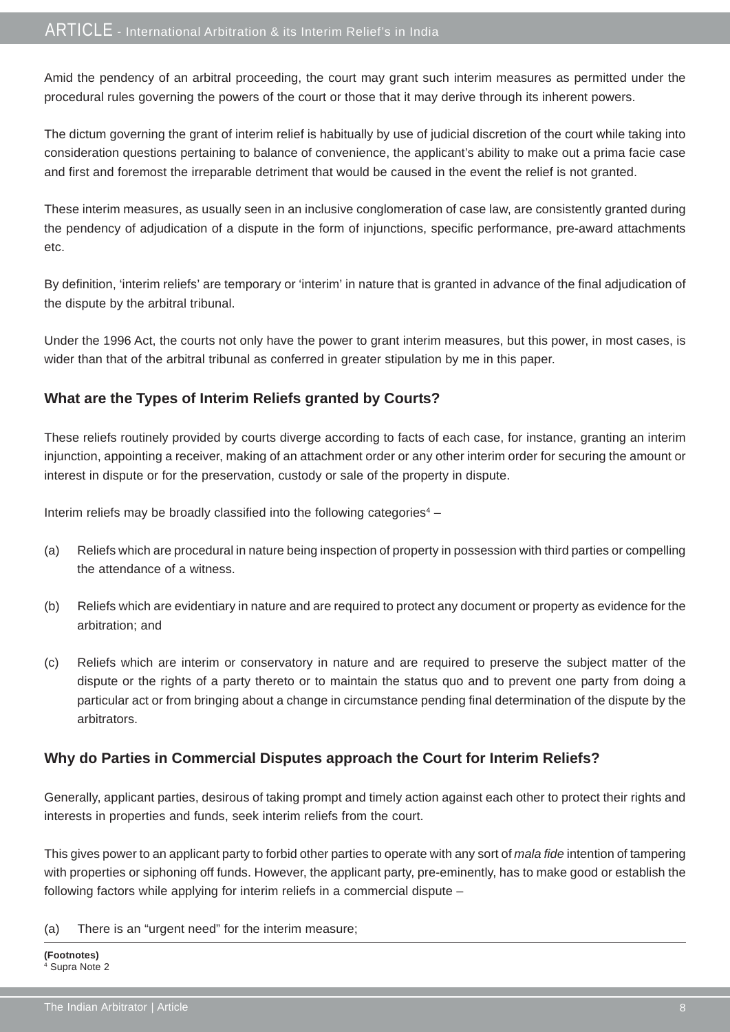Amid the pendency of an arbitral proceeding, the court may grant such interim measures as permitted under the procedural rules governing the powers of the court or those that it may derive through its inherent powers.

The dictum governing the grant of interim relief is habitually by use of judicial discretion of the court while taking into consideration questions pertaining to balance of convenience, the applicant's ability to make out a prima facie case and first and foremost the irreparable detriment that would be caused in the event the relief is not granted.

These interim measures, as usually seen in an inclusive conglomeration of case law, are consistently granted during the pendency of adjudication of a dispute in the form of injunctions, specific performance, pre-award attachments etc.

By definition, 'interim reliefs' are temporary or 'interim' in nature that is granted in advance of the final adjudication of the dispute by the arbitral tribunal.

Under the 1996 Act, the courts not only have the power to grant interim measures, but this power, in most cases, is wider than that of the arbitral tribunal as conferred in greater stipulation by me in this paper.

### What are the Types of Interim Reliefs granted by Courts?

These reliefs routinely provided by courts diverge according to facts of each case, for instance, granting an interim injunction, appointing a receiver, making of an attachment order or any other interim order for securing the amount or interest in dispute or for the preservation, custody or sale of the property in dispute.

Interim reliefs may be broadly classified into the following categories[4] –

(a) Reliefs which are procedural in nature being inspection of property in possession with third parties or compelling the attendance of a witness.

(b) Reliefs which are evidentiary in nature and are required to protect any document or property as evidence for the arbitration; and

(c) Reliefs which are interim or conservatory in nature and are required to preserve the subject matter of the dispute or the rights of a party thereto or to maintain the status quo and to prevent one party from doing a particular act or from bringing about a change in circumstance pending final determination of the dispute by the arbitrators.

### Why do Parties in Commercial Disputes approach the Court for Interim Reliefs?

Generally, applicant parties, desirous of taking prompt and timely action against each other to protect their rights and interests in properties and funds, seek interim reliefs from the court.

This gives power to an applicant party to forbid other parties to operate with any sort of *mala fide* intention of tampering with properties or siphoning off funds. However, the applicant party, pre-eminently, has to make good or establish the following factors while applying for interim reliefs in a commercial dispute –

(a) There is an "urgent need" for the interim measure;

---

**(Footnotes)**

[4] Supra Note 2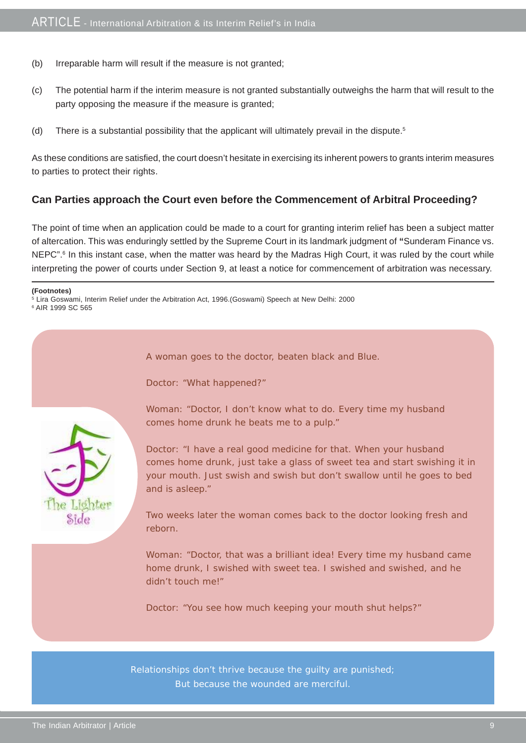(b) Irreparable harm will result if the measure is not granted;

(c) The potential harm if the interim measure is not granted substantially outweighs the harm that will result to the party opposing the measure if the measure is granted;

(d) There is a substantial possibility that the applicant will ultimately prevail in the dispute.[5]

As these conditions are satisfied, the court doesn't hesitate in exercising its inherent powers to grants interim measures to parties to protect their rights.

### Can Parties approach the Court even before the Commencement of Arbitral Proceeding?

The point of time when an application could be made to a court for granting interim relief has been a subject matter of altercation. This was enduringly settled by the Supreme Court in its landmark judgment of **"**Sunderam Finance vs. NEPC".[6] In this instant case, when the matter was heard by the Madras High Court, it was ruled by the court while interpreting the power of courts under Section 9, at least a notice for commencement of arbitration was necessary.

**(Footnotes)**

[5] Lira Goswami, Interim Relief under the Arbitration Act, 1996.(Goswami) Speech at New Delhi: 2000

[6] AIR 1999 SC 565

**The Lighter Side**

A woman goes to the doctor, beaten black and Blue.

Doctor: "What happened?"

Woman: "Doctor, I don't know what to do. Every time my husband comes home drunk he beats me to a pulp."

Doctor: "I have a real good medicine for that. When your husband comes home drunk, just take a glass of sweet tea and start swishing it in your mouth. Just swish and swish but don't swallow until he goes to bed and is asleep."

Two weeks later the woman comes back to the doctor looking fresh and reborn.

Woman: "Doctor, that was a brilliant idea! Every time my husband came home drunk, I swished with sweet tea. I swished and swished, and he didn't touch me!"

Doctor: "You see how much keeping your mouth shut helps?"

Relationships don't thrive because the guilty are punished;
But because the wounded are merciful.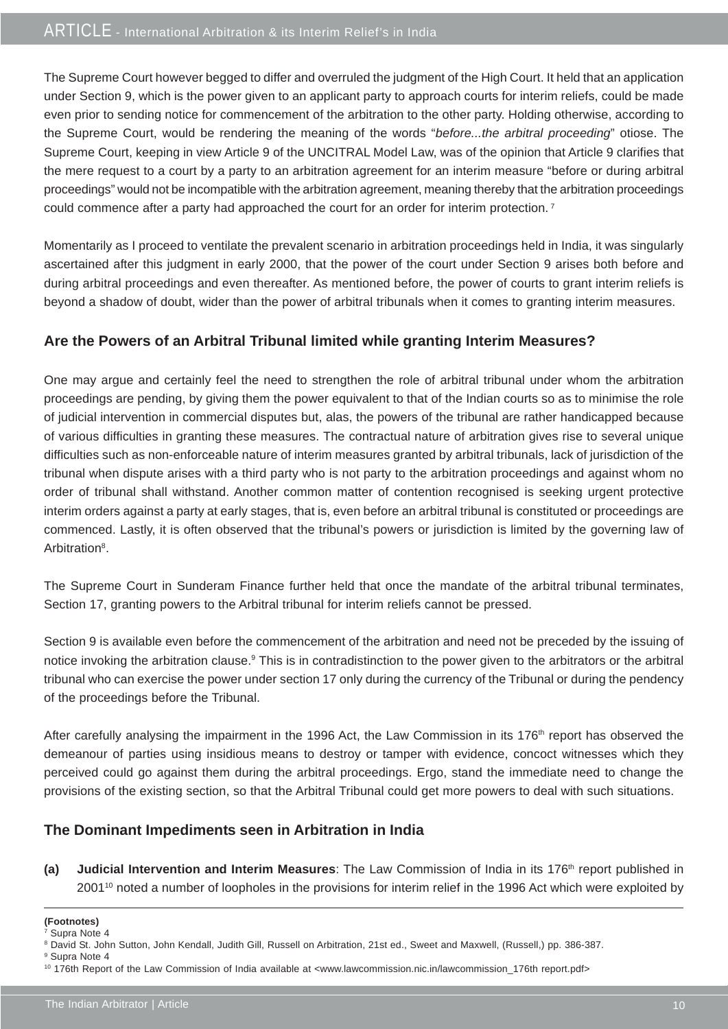The Supreme Court however begged to differ and overruled the judgment of the High Court. It held that an application under Section 9, which is the power given to an applicant party to approach courts for interim reliefs, could be made even prior to sending notice for commencement of the arbitration to the other party. Holding otherwise, according to the Supreme Court, would be rendering the meaning of the words "*before...the arbitral proceeding*" otiose. The Supreme Court, keeping in view Article 9 of the UNCITRAL Model Law, was of the opinion that Article 9 clarifies that the mere request to a court by a party to an arbitration agreement for an interim measure "before or during arbitral proceedings" would not be incompatible with the arbitration agreement, meaning thereby that the arbitration proceedings could commence after a party had approached the court for an order for interim protection. [7]

Momentarily as I proceed to ventilate the prevalent scenario in arbitration proceedings held in India, it was singularly ascertained after this judgment in early 2000, that the power of the court under Section 9 arises both before and during arbitral proceedings and even thereafter. As mentioned before, the power of courts to grant interim reliefs is beyond a shadow of doubt, wider than the power of arbitral tribunals when it comes to granting interim measures.

### Are the Powers of an Arbitral Tribunal limited while granting Interim Measures?

One may argue and certainly feel the need to strengthen the role of arbitral tribunal under whom the arbitration proceedings are pending, by giving them the power equivalent to that of the Indian courts so as to minimise the role of judicial intervention in commercial disputes but, alas, the powers of the tribunal are rather handicapped because of various difficulties in granting these measures. The contractual nature of arbitration gives rise to several unique difficulties such as non-enforceable nature of interim measures granted by arbitral tribunals, lack of jurisdiction of the tribunal when dispute arises with a third party who is not party to the arbitration proceedings and against whom no order of tribunal shall withstand. Another common matter of contention recognised is seeking urgent protective interim orders against a party at early stages, that is, even before an arbitral tribunal is constituted or proceedings are commenced. Lastly, it is often observed that the tribunal's powers or jurisdiction is limited by the governing law of Arbitration[8].

The Supreme Court in Sunderam Finance further held that once the mandate of the arbitral tribunal terminates, Section 17, granting powers to the Arbitral tribunal for interim reliefs cannot be pressed.

Section 9 is available even before the commencement of the arbitration and need not be preceded by the issuing of notice invoking the arbitration clause.[9] This is in contradistinction to the power given to the arbitrators or the arbitral tribunal who can exercise the power under section 17 only during the currency of the Tribunal or during the pendency of the proceedings before the Tribunal.

After carefully analysing the impairment in the 1996 Act, the Law Commission in its 176th report has observed the demeanour of parties using insidious means to destroy or tamper with evidence, concoct witnesses which they perceived could go against them during the arbitral proceedings. Ergo, stand the immediate need to change the provisions of the existing section, so that the Arbitral Tribunal could get more powers to deal with such situations.

### The Dominant Impediments seen in Arbitration in India

**(a) Judicial Intervention and Interim Measures**: The Law Commission of India in its 176th report published in 2001[10] noted a number of loopholes in the provisions for interim relief in the 1996 Act which were exploited by

---

**(Footnotes)**

[7] Supra Note 4

[8] David St. John Sutton, John Kendall, Judith Gill, Russell on Arbitration, 21st ed., Sweet and Maxwell, (Russell,) pp. 386-387.

[9] Supra Note 4

[10] 176th Report of the Law Commission of India available at <www.lawcommission.nic.in/lawcommission_176th report.pdf>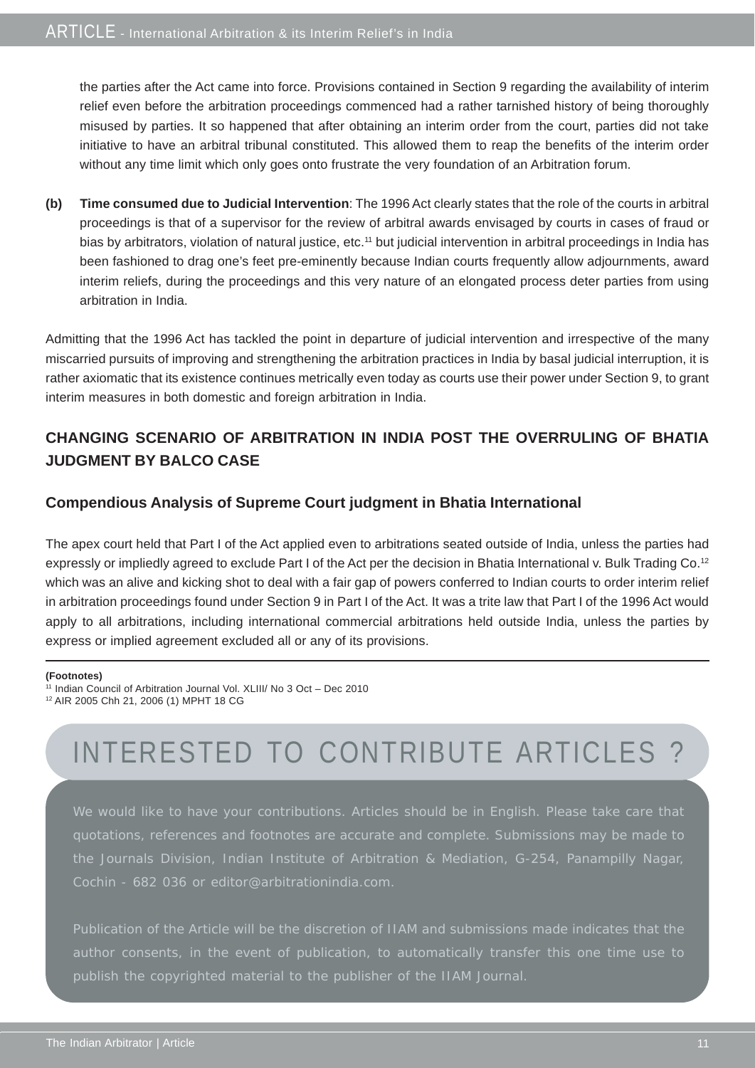the parties after the Act came into force. Provisions contained in Section 9 regarding the availability of interim relief even before the arbitration proceedings commenced had a rather tarnished history of being thoroughly misused by parties. It so happened that after obtaining an interim order from the court, parties did not take initiative to have an arbitral tribunal constituted. This allowed them to reap the benefits of the interim order without any time limit which only goes onto frustrate the very foundation of an Arbitration forum.

**(b) Time consumed due to Judicial Intervention**: The 1996 Act clearly states that the role of the courts in arbitral proceedings is that of a supervisor for the review of arbitral awards envisaged by courts in cases of fraud or bias by arbitrators, violation of natural justice, etc.[11] but judicial intervention in arbitral proceedings in India has been fashioned to drag one's feet pre-eminently because Indian courts frequently allow adjournments, award interim reliefs, during the proceedings and this very nature of an elongated process deter parties from using arbitration in India.

Admitting that the 1996 Act has tackled the point in departure of judicial intervention and irrespective of the many miscarried pursuits of improving and strengthening the arbitration practices in India by basal judicial interruption, it is rather axiomatic that its existence continues metrically even today as courts use their power under Section 9, to grant interim measures in both domestic and foreign arbitration in India.

## CHANGING SCENARIO OF ARBITRATION IN INDIA POST THE OVERRULING OF BHATIA JUDGMENT BY BALCO CASE

### Compendious Analysis of Supreme Court judgment in Bhatia International

The apex court held that Part I of the Act applied even to arbitrations seated outside of India, unless the parties had expressly or impliedly agreed to exclude Part I of the Act per the decision in Bhatia International v. Bulk Trading Co.[12] which was an alive and kicking shot to deal with a fair gap of powers conferred to Indian courts to order interim relief in arbitration proceedings found under Section 9 in Part I of the Act. It was a trite law that Part I of the 1996 Act would apply to all arbitrations, including international commercial arbitrations held outside India, unless the parties by express or implied agreement excluded all or any of its provisions.

---

**(Footnotes)**

[11] Indian Council of Arbitration Journal Vol. XLIII/ No 3 Oct – Dec 2010

[12] AIR 2005 Chh 21, 2006 (1) MPHT 18 CG

## INTERESTED TO CONTRIBUTE ARTICLES ?

We would like to have your contributions. Articles should be in English. Please take care that quotations, references and footnotes are accurate and complete. Submissions may be made to the Journals Division, Indian Institute of Arbitration & Mediation, G-254, Panampilly Nagar, Cochin - 682 036 or editor@arbitrationindia.com.

Publication of the Article will be the discretion of IIAM and submissions made indicates that the author consents, in the event of publication, to automatically transfer this one time use to publish the copyrighted material to the publisher of the IIAM Journal.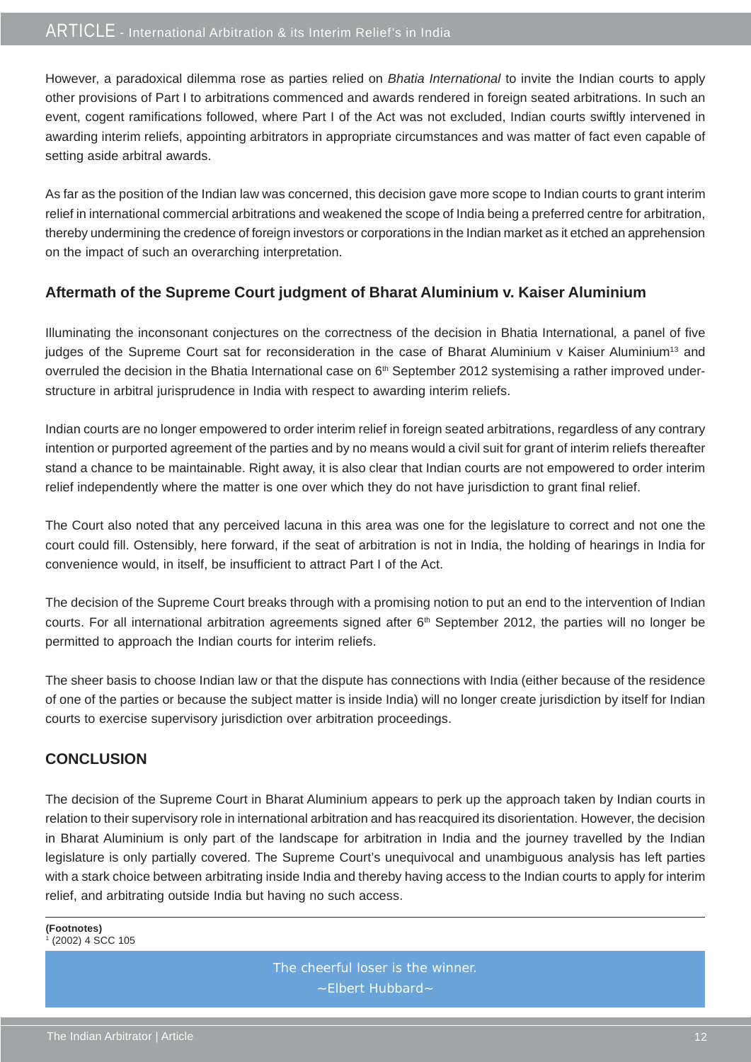However, a paradoxical dilemma rose as parties relied on *Bhatia International* to invite the Indian courts to apply other provisions of Part I to arbitrations commenced and awards rendered in foreign seated arbitrations. In such an event, cogent ramifications followed, where Part I of the Act was not excluded, Indian courts swiftly intervened in awarding interim reliefs, appointing arbitrators in appropriate circumstances and was matter of fact even capable of setting aside arbitral awards.

As far as the position of the Indian law was concerned, this decision gave more scope to Indian courts to grant interim relief in international commercial arbitrations and weakened the scope of India being a preferred centre for arbitration, thereby undermining the credence of foreign investors or corporations in the Indian market as it etched an apprehension on the impact of such an overarching interpretation.

## Aftermath of the Supreme Court judgment of Bharat Aluminium v. Kaiser Aluminium

Illuminating the inconsonant conjectures on the correctness of the decision in Bhatia International, a panel of five judges of the Supreme Court sat for reconsideration in the case of Bharat Aluminium v Kaiser Aluminium[13] and overruled the decision in the Bhatia International case on 6th September 2012 systemising a rather improved under-structure in arbitral jurisprudence in India with respect to awarding interim reliefs.

Indian courts are no longer empowered to order interim relief in foreign seated arbitrations, regardless of any contrary intention or purported agreement of the parties and by no means would a civil suit for grant of interim reliefs thereafter stand a chance to be maintainable. Right away, it is also clear that Indian courts are not empowered to order interim relief independently where the matter is one over which they do not have jurisdiction to grant final relief.

The Court also noted that any perceived lacuna in this area was one for the legislature to correct and not one the court could fill. Ostensibly, here forward, if the seat of arbitration is not in India, the holding of hearings in India for convenience would, in itself, be insufficient to attract Part I of the Act.

The decision of the Supreme Court breaks through with a promising notion to put an end to the intervention of Indian courts. For all international arbitration agreements signed after 6th September 2012, the parties will no longer be permitted to approach the Indian courts for interim reliefs.

The sheer basis to choose Indian law or that the dispute has connections with India (either because of the residence of one of the parties or because the subject matter is inside India) will no longer create jurisdiction by itself for Indian courts to exercise supervisory jurisdiction over arbitration proceedings.

## CONCLUSION

The decision of the Supreme Court in Bharat Aluminium appears to perk up the approach taken by Indian courts in relation to their supervisory role in international arbitration and has reacquired its disorientation. However, the decision in Bharat Aluminium is only part of the landscape for arbitration in India and the journey travelled by the Indian legislature is only partially covered. The Supreme Court's unequivocal and unambiguous analysis has left parties with a stark choice between arbitrating inside India and thereby having access to the Indian courts to apply for interim relief, and arbitrating outside India but having no such access.

**(Footnotes)**
[1] (2002) 4 SCC 105

The cheerful loser is the winner.
~Elbert Hubbard~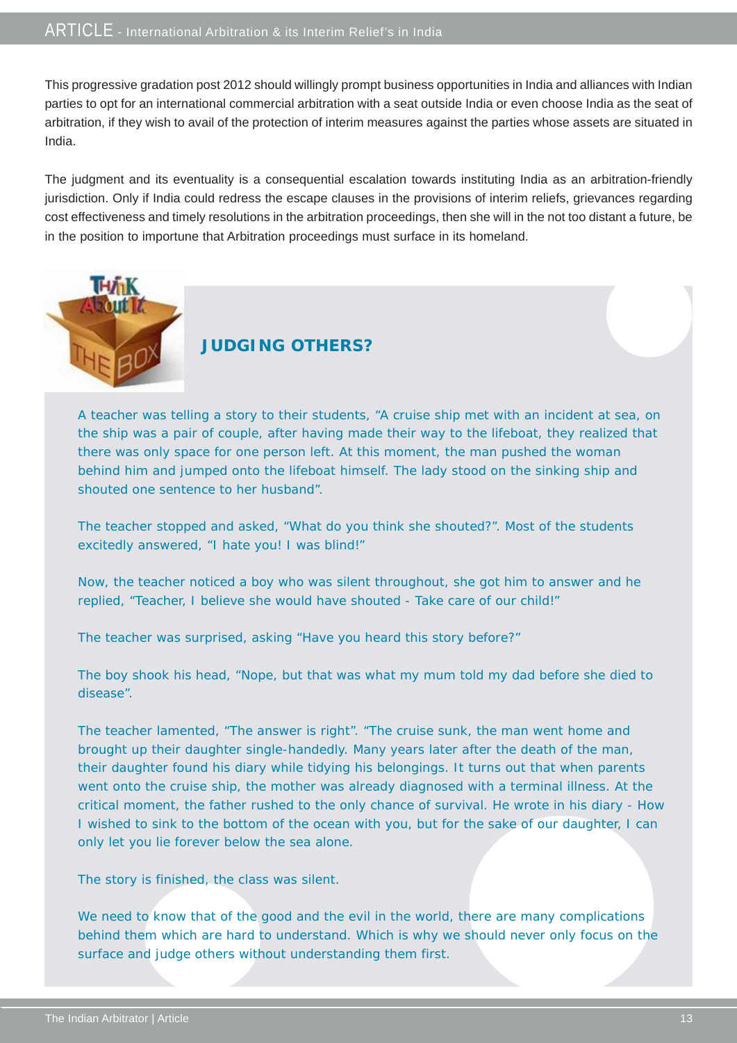This progressive gradation post 2012 should willingly prompt business opportunities in India and alliances with Indian parties to opt for an international commercial arbitration with a seat outside India or even choose India as the seat of arbitration, if they wish to avail of the protection of interim measures against the parties whose assets are situated in India.

The judgment and its eventuality is a consequential escalation towards instituting India as an arbitration-friendly jurisdiction. Only if India could redress the escape clauses in the provisions of interim reliefs, grievances regarding cost effectiveness and timely resolutions in the arbitration proceedings, then she will in the not too distant a future, be in the position to importune that Arbitration proceedings must surface in its homeland.

## JUDGING OTHERS?

A teacher was telling a story to their students, "A cruise ship met with an incident at sea, on the ship was a pair of couple, after having made their way to the lifeboat, they realized that there was only space for one person left. At this moment, the man pushed the woman behind him and jumped onto the lifeboat himself. The lady stood on the sinking ship and shouted one sentence to her husband".

The teacher stopped and asked, "What do you think she shouted?". Most of the students excitedly answered, "I hate you! I was blind!"

Now, the teacher noticed a boy who was silent throughout, she got him to answer and he replied, "Teacher, I believe she would have shouted - Take care of our child!"

The teacher was surprised, asking "Have you heard this story before?"

The boy shook his head, "Nope, but that was what my mum told my dad before she died to disease".

The teacher lamented, "The answer is right". "The cruise sunk, the man went home and brought up their daughter single-handedly. Many years later after the death of the man, their daughter found his diary while tidying his belongings. It turns out that when parents went onto the cruise ship, the mother was already diagnosed with a terminal illness. At the critical moment, the father rushed to the only chance of survival. He wrote in his diary - How I wished to sink to the bottom of the ocean with you, but for the sake of our daughter, I can only let you lie forever below the sea alone.

The story is finished, the class was silent.

We need to know that of the good and the evil in the world, there are many complications behind them which are hard to understand. Which is why we should never only focus on the surface and judge others without understanding them first.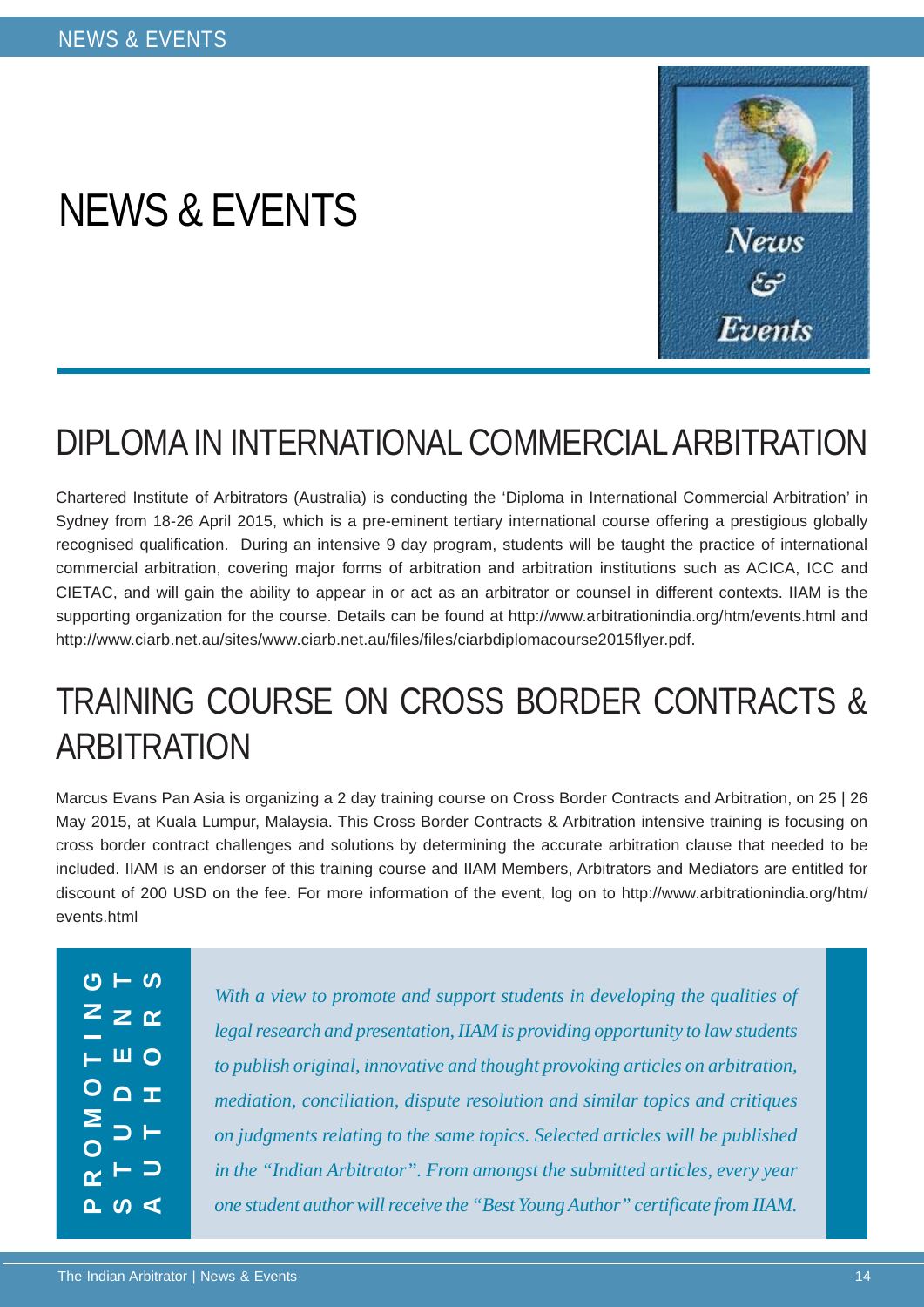# NEWS & EVENTS

## DIPLOMA IN INTERNATIONAL COMMERCIAL ARBITRATION

Chartered Institute of Arbitrators (Australia) is conducting the 'Diploma in International Commercial Arbitration' in Sydney from 18-26 April 2015, which is a pre-eminent tertiary international course offering a prestigious globally recognised qualification. During an intensive 9 day program, students will be taught the practice of international commercial arbitration, covering major forms of arbitration and arbitration institutions such as ACICA, ICC and CIETAC, and will gain the ability to appear in or act as an arbitrator or counsel in different contexts. IIAM is the supporting organization for the course. Details can be found at http://www.arbitrationindia.org/htm/events.html and http://www.ciarb.net.au/sites/www.ciarb.net.au/files/files/ciarbdiplomacourse2015flyer.pdf.

## TRAINING COURSE ON CROSS BORDER CONTRACTS & ARBITRATION

Marcus Evans Pan Asia is organizing a 2 day training course on Cross Border Contracts and Arbitration, on 25 | 26 May 2015, at Kuala Lumpur, Malaysia. This Cross Border Contracts & Arbitration intensive training is focusing on cross border contract challenges and solutions by determining the accurate arbitration clause that needed to be included. IIAM is an endorser of this training course and IIAM Members, Arbitrators and Mediators are entitled for discount of 200 USD on the fee. For more information of the event, log on to http://www.arbitrationindia.org/htm/events.html

**PROMOTING STUDENT AUTHORS**

*With a view to promote and support students in developing the qualities of legal research and presentation, IIAM is providing opportunity to law students to publish original, innovative and thought provoking articles on arbitration, mediation, conciliation, dispute resolution and similar topics and critiques on judgments relating to the same topics. Selected articles will be published in the "Indian Arbitrator". From amongst the submitted articles, every year one student author will receive the "Best Young Author" certificate from IIAM.*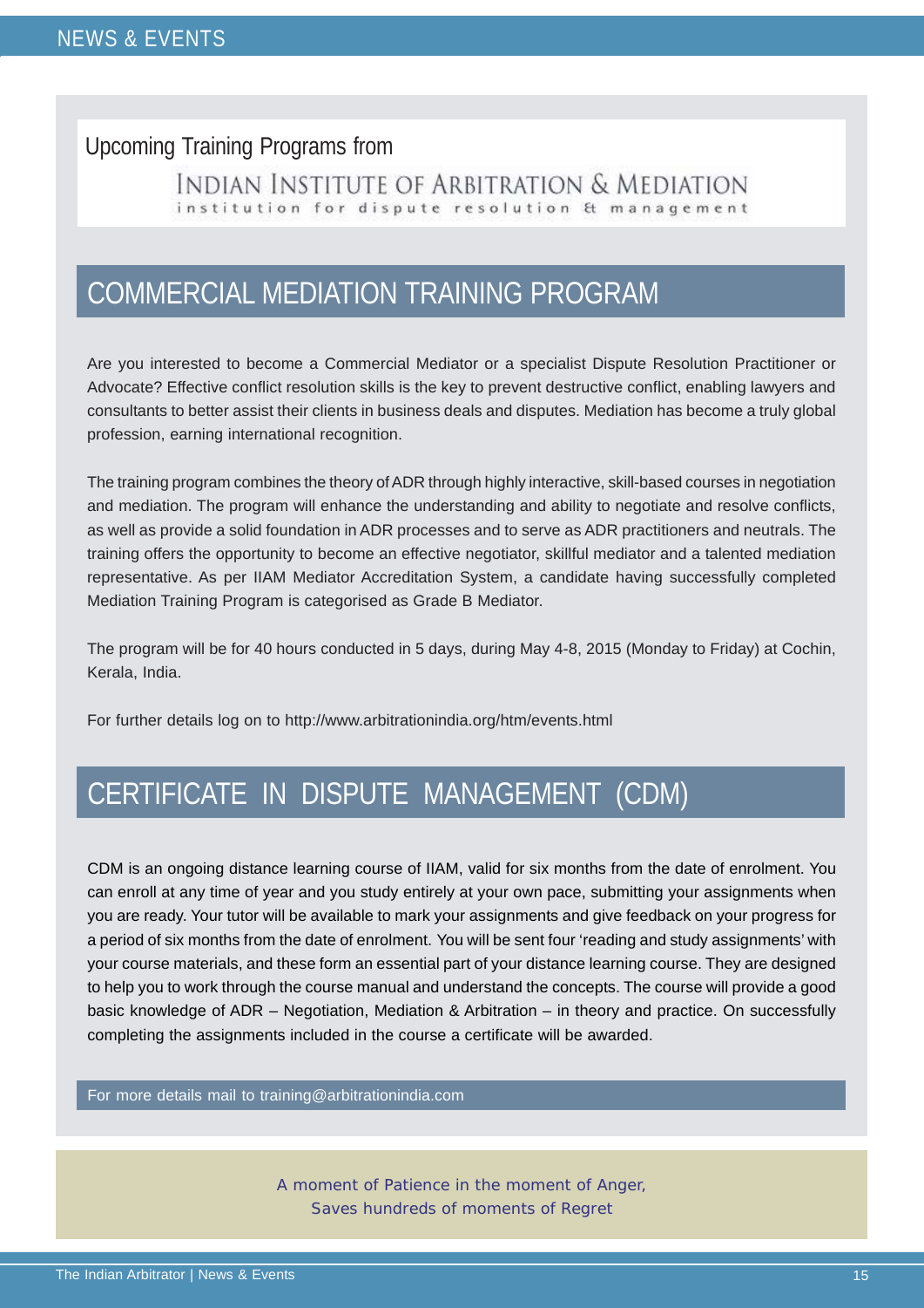Upcoming Training Programs from

INDIAN INSTITUTE OF ARBITRATION & MEDIATION

institution for dispute resolution & management

## COMMERCIAL MEDIATION TRAINING PROGRAM

Are you interested to become a Commercial Mediator or a specialist Dispute Resolution Practitioner or Advocate? Effective conflict resolution skills is the key to prevent destructive conflict, enabling lawyers and consultants to better assist their clients in business deals and disputes. Mediation has become a truly global profession, earning international recognition.

The training program combines the theory of ADR through highly interactive, skill-based courses in negotiation and mediation. The program will enhance the understanding and ability to negotiate and resolve conflicts, as well as provide a solid foundation in ADR processes and to serve as ADR practitioners and neutrals. The training offers the opportunity to become an effective negotiator, skillful mediator and a talented mediation representative. As per IIAM Mediator Accreditation System, a candidate having successfully completed Mediation Training Program is categorised as Grade B Mediator.

The program will be for 40 hours conducted in 5 days, during May 4-8, 2015 (Monday to Friday) at Cochin, Kerala, India.

For further details log on to http://www.arbitrationindia.org/htm/events.html

## CERTIFICATE IN DISPUTE MANAGEMENT (CDM)

CDM is an ongoing distance learning course of IIAM, valid for six months from the date of enrolment. You can enroll at any time of year and you study entirely at your own pace, submitting your assignments when you are ready. Your tutor will be available to mark your assignments and give feedback on your progress for a period of six months from the date of enrolment. You will be sent four 'reading and study assignments' with your course materials, and these form an essential part of your distance learning course. They are designed to help you to work through the course manual and understand the concepts. The course will provide a good basic knowledge of ADR – Negotiation, Mediation & Arbitration – in theory and practice. On successfully completing the assignments included in the course a certificate will be awarded.

For more details mail to training@arbitrationindia.com

*A moment of Patience in the moment of Anger,*
*Saves hundreds of moments of Regret*